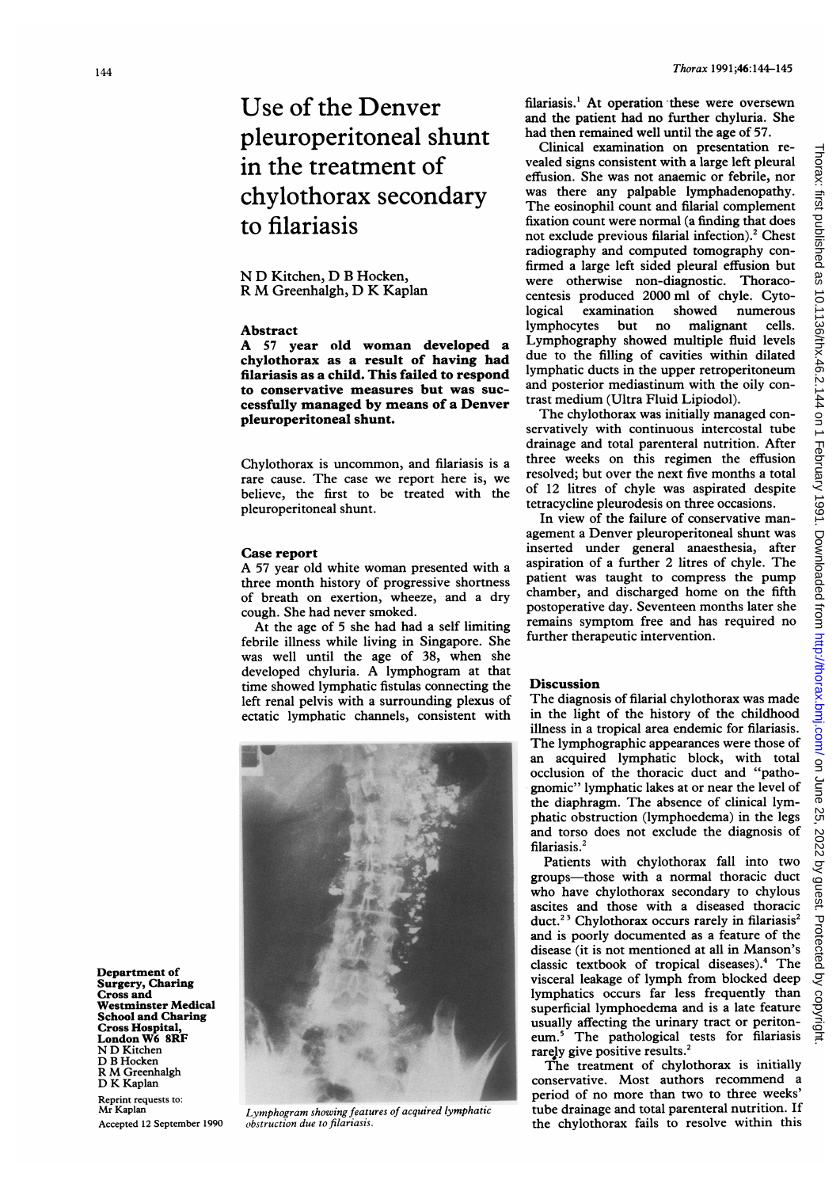# Use of the Denver pleuroperitoneal shunt in the treatment of chylothorax secondary to filariasis

N D Kitchen, D B Hocken, R M Greenhalgh, D K Kaplan

## Abstract

**A 57 year old woman developed a chylothorax as a result of having had filariasis as a child. This failed to respond to conservative measures but was successfully managed by means of a Denver pleuroperitoneal shunt.**

Chylothorax is uncommon, and filariasis is a rare cause. The case we report here is, we believe, the first to be treated with the pleuroperitoneal shunt.

## Case report

A 57 year old white woman presented with a three month history of progressive shortness of breath on exertion, wheeze, and a dry cough. She had never smoked.

At the age of 5 she had had a self limiting febrile illness while living in Singapore. She was well until the age of 38, when she developed chyluria. A lymphogram at that time showed lymphatic fistulas connecting the left renal pelvis with a surrounding plexus of ectatic lymphatic channels, consistent with filariasis.[1] At operation these were oversewn and the patient had no further chyluria. She had then remained well until the age of 57.

Clinical examination on presentation revealed signs consistent with a large left pleural effusion. She was not anaemic or febrile, nor was there any palpable lymphadenopathy. The eosinophil count and filarial complement fixation count were normal (a finding that does not exclude previous filarial infection).[2] Chest radiography and computed tomography confirmed a large left sided pleural effusion but were otherwise non-diagnostic. Thoracocentesis produced 2000 ml of chyle. Cytological examination showed numerous lymphocytes but no malignant cells. Lymphography showed multiple fluid levels due to the filling of cavities within dilated lymphatic ducts in the upper retroperitoneum and posterior mediastinum with the oily contrast medium (Ultra Fluid Lipiodol).

The chylothorax was initially managed conservatively with continuous intercostal tube drainage and total parenteral nutrition. After three weeks on this regimen the effusion resolved; but over the next five months a total of 12 litres of chyle was aspirated despite tetracycline pleurodesis on three occasions.

In view of the failure of conservative management a Denver pleuroperitoneal shunt was inserted under general anaesthesia, after aspiration of a further 2 litres of chyle. The patient was taught to compress the pump chamber, and discharged home on the fifth postoperative day. Seventeen months later she remains symptom free and has required no further therapeutic intervention.

*Lymphogram showing features of acquired lymphatic obstruction due to filariasis.*

## Discussion

The diagnosis of filarial chylothorax was made in the light of the history of the childhood illness in a tropical area endemic for filariasis. The lymphographic appearances were those of an acquired lymphatic block, with total occlusion of the thoracic duct and "pathognomic" lymphatic lakes at or near the level of the diaphragm. The absence of clinical lymphatic obstruction (lymphoedema) in the legs and torso does not exclude the diagnosis of filariasis.[2]

Patients with chylothorax fall into two groups—those with a normal thoracic duct who have chylothorax secondary to chylous ascites and those with a diseased thoracic duct.[2,3] Chylothorax occurs rarely in filariasis[2] and is poorly documented as a feature of the disease (it is not mentioned at all in Manson's classic textbook of tropical diseases).[4] The visceral leakage of lymph from blocked deep lymphatics occurs far less frequently than superficial lymphoedema and is a late feature usually affecting the urinary tract or peritoneum.[5] The pathological tests for filariasis rarely give positive results.[2]

The treatment of chylothorax is initially conservative. Most authors recommend a period of no more than two to three weeks' tube drainage and total parenteral nutrition. If the chylothorax fails to resolve within this

Department of Surgery, Charing Cross and Westminster Medical School and Charing Cross Hospital, London W6 8RF
N D Kitchen
D B Hocken
R M Greenhalgh
D K Kaplan

Reprint requests to: Mr Kaplan

Accepted 12 September 1990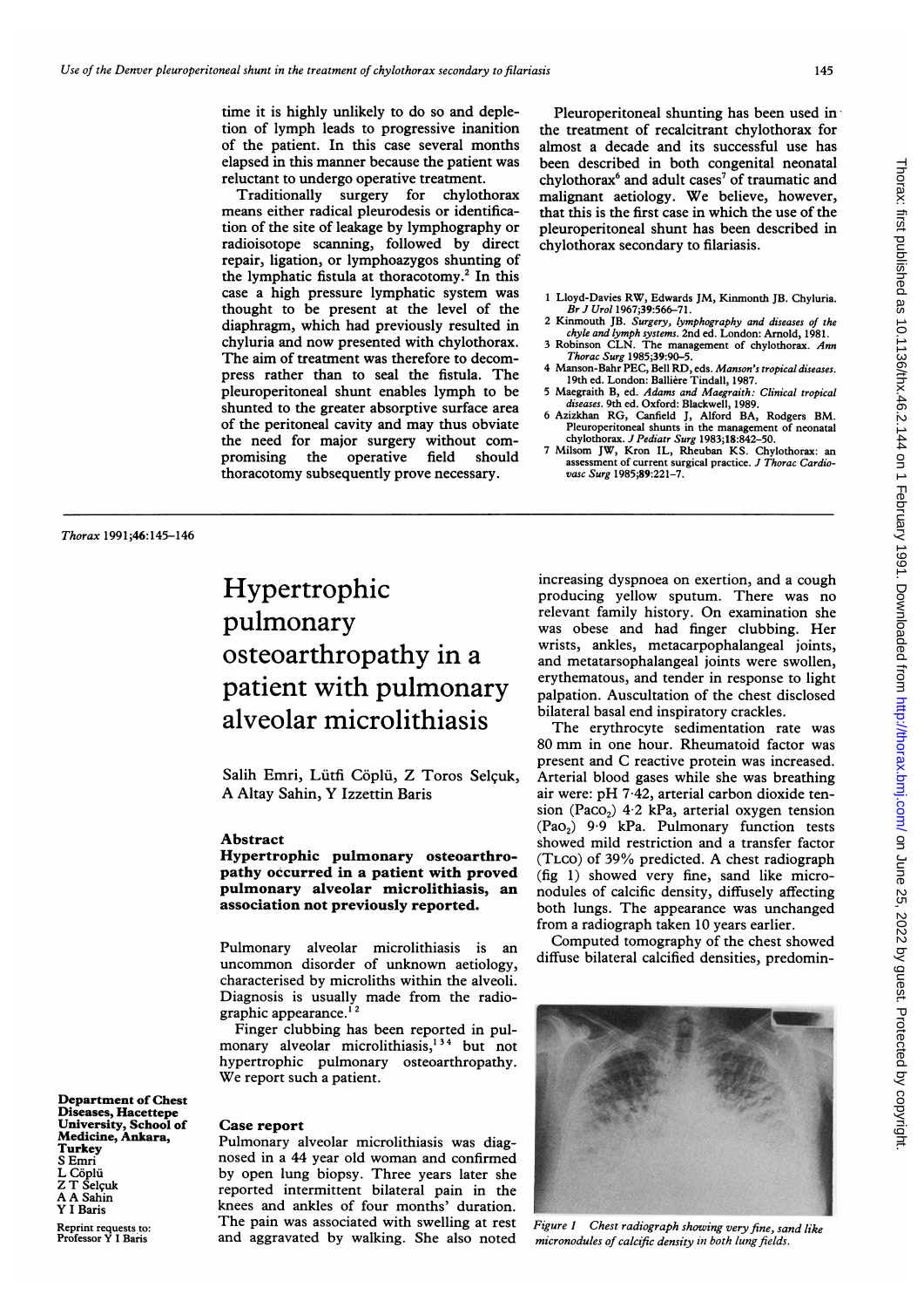time it is highly unlikely to do so and depletion of lymph leads to progressive inanition of the patient. In this case several months elapsed in this manner because the patient was reluctant to undergo operative treatment.

Traditionally surgery for chylothorax means either radical pleurodesis or identification of the site of leakage by lymphography or radioisotope scanning, followed by direct repair, ligation, or lymphoazygos shunting of the lymphatic fistula at thoracotomy.[2] In this case a high pressure lymphatic system was thought to be present at the level of the diaphragm, which had previously resulted in chyluria and now presented with chylothorax. The aim of treatment was therefore to decompress rather than to seal the fistula. The pleuroperitoneal shunt enables lymph to be shunted to the greater absorptive surface area of the peritoneal cavity and may thus obviate the need for major surgery without compromising the operative field should thoracotomy subsequently prove necessary.

Pleuroperitoneal shunting has been used in the treatment of recalcitrant chylothorax for almost a decade and its successful use has been described in both congenital neonatal chylothorax[6] and adult cases[7] of traumatic and malignant aetiology. We believe, however, that this is the first case in which the use of the pleuroperitoneal shunt has been described in chylothorax secondary to filariasis.

1 Lloyd-Davies RW, Edwards JM, Kinmonth JB. Chyluria. *Br J Urol* 1967;39:566–71.
2 Kinmonth JB. *Surgery, lymphography and diseases of the chyle and lymph systems.* 2nd ed. London: Arnold, 1981.
3 Robinson CLN. The management of chylothorax. *Ann Thorac Surg* 1985;39:90–5.
4 Manson-Bahr PEC, Bell RD, eds. *Manson's tropical diseases.* 19th ed. London: Ballière Tindall, 1987.
5 Maegraith B, ed. *Adams and Maegraith: Clinical tropical diseases.* 9th ed. Oxford: Blackwell, 1989.
6 Azizkhan RG, Canfield J, Alford BA, Rodgers BM. Pleuroperitoneal shunts in the management of neonatal chylothorax. *J Pediatr Surg* 1983;18:842–50.
7 Milsom JW, Kron IL, Rheuban KS. Chylothorax: an assessment of current surgical practice. *J Thorac Cardiovasc Surg* 1985;89:221–7.

---

Thorax 1991;46:145–146

# Hypertrophic pulmonary osteoarthropathy in a patient with pulmonary alveolar microlithiasis

Salih Emri, Lütfi Cöplü, Z Toros Selçuk, A Altay Sahin, Y Izzettin Baris

Department of Chest Diseases, Hacettepe University, School of Medicine, Ankara, Turkey
S Emri
L Cöplü
Z T Selçuk
A A Sahin
Y I Baris

Reprint requests to: Professor Y I Baris

## Abstract

**Hypertrophic pulmonary osteoarthropathy occurred in a patient with proved pulmonary alveolar microlithiasis, an association not previously reported.**

Pulmonary alveolar microlithiasis is an uncommon disorder of unknown aetiology, characterised by microliths within the alveoli. Diagnosis is usually made from the radiographic appearance.[1,2]

Finger clubbing has been reported in pulmonary alveolar microlithiasis,[1,3,4] but not hypertrophic pulmonary osteoarthropathy. We report such a patient.

## Case report

Pulmonary alveolar microlithiasis was diagnosed in a 44 year old woman and confirmed by open lung biopsy. Three years later she reported intermittent bilateral pain in the knees and ankles of four months' duration. The pain was associated with swelling at rest and aggravated by walking. She also noted increasing dyspnoea on exertion, and a cough producing yellow sputum. There was no relevant family history. On examination she was obese and had finger clubbing. Her wrists, ankles, metacarpophalangeal joints, and metatarsophalangeal joints were swollen, erythematous, and tender in response to light palpation. Auscultation of the chest disclosed bilateral basal end inspiratory crackles.

The erythrocyte sedimentation rate was 80 mm in one hour. Rheumatoid factor was present and C reactive protein was increased. Arterial blood gases while she was breathing air were: pH 7·42, arterial carbon dioxide tension ($Paco_2$) 4·2 kPa, arterial oxygen tension ($Pao_2$) 9·9 kPa. Pulmonary function tests showed mild restriction and a transfer factor ($TLco$) of 39% predicted. A chest radiograph (fig 1) showed very fine, sand like micronodules of calcific density, diffusely affecting both lungs. The appearance was unchanged from a radiograph taken 10 years earlier.

Computed tomography of the chest showed diffuse bilateral calcified densities, predomin-

Figure 1 Chest radiograph showing very fine, sand like micronodules of calcific density in both lung fields.